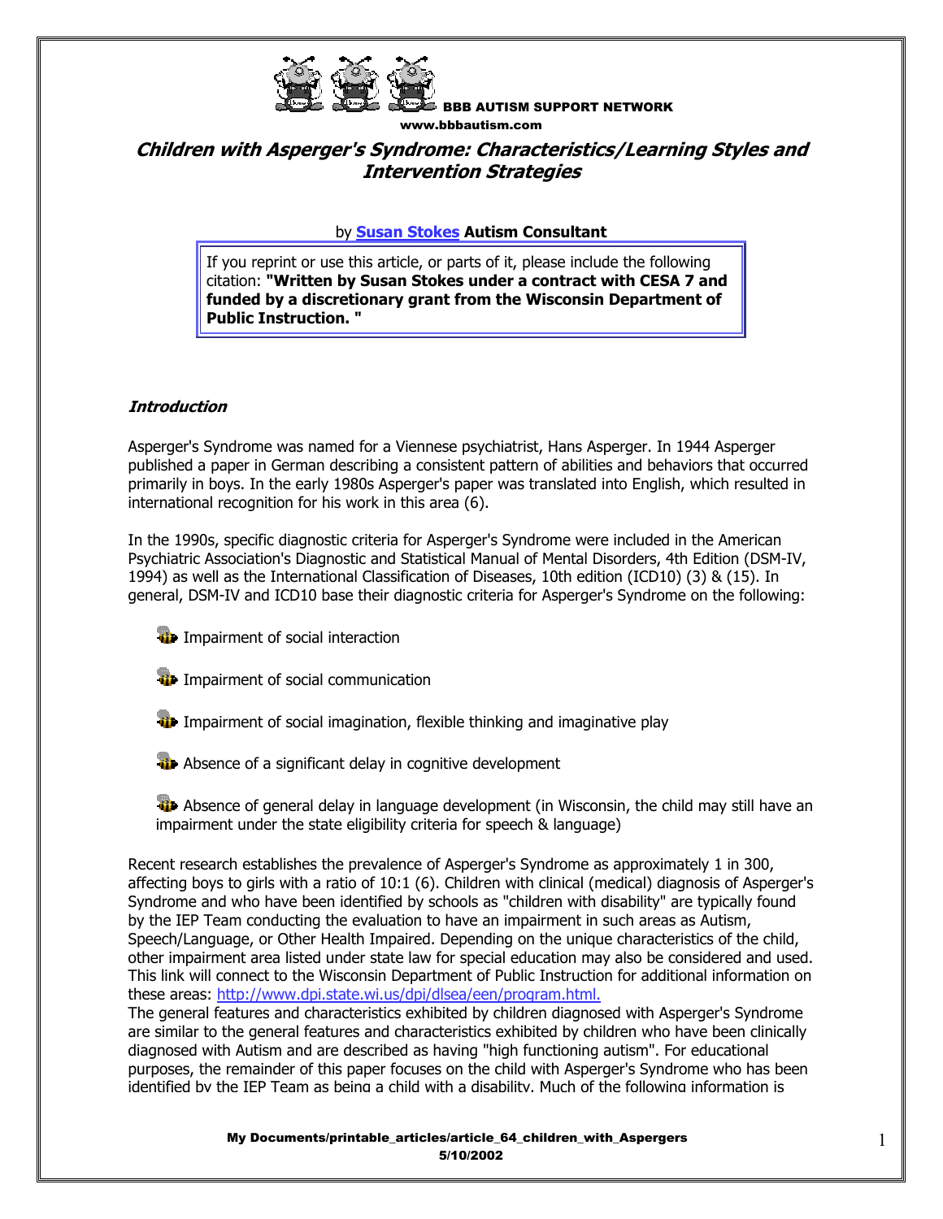BBB AUTISM SUPPORT NETWORK
www.bbbautism.com

# *Children with Asperger's Syndrome: Characteristics/Learning Styles and Intervention Strategies*

by **Susan Stokes** **Autism Consultant**

> If you reprint or use this article, or parts of it, please include the following citation: **"Written by Susan Stokes under a contract with CESA 7 and funded by a discretionary grant from the Wisconsin Department of Public Instruction. "**

## *Introduction*

Asperger's Syndrome was named for a Viennese psychiatrist, Hans Asperger. In 1944 Asperger published a paper in German describing a consistent pattern of abilities and behaviors that occurred primarily in boys. In the early 1980s Asperger's paper was translated into English, which resulted in international recognition for his work in this area (6).

In the 1990s, specific diagnostic criteria for Asperger's Syndrome were included in the American Psychiatric Association's Diagnostic and Statistical Manual of Mental Disorders, 4th Edition (DSM-IV, 1994) as well as the International Classification of Diseases, 10th edition (ICD10) (3) & (15). In general, DSM-IV and ICD10 base their diagnostic criteria for Asperger's Syndrome on the following:

- Impairment of social interaction
- Impairment of social communication
- Impairment of social imagination, flexible thinking and imaginative play
- Absence of a significant delay in cognitive development
- Absence of general delay in language development (in Wisconsin, the child may still have an impairment under the state eligibility criteria for speech & language)

Recent research establishes the prevalence of Asperger's Syndrome as approximately 1 in 300, affecting boys to girls with a ratio of 10:1 (6). Children with clinical (medical) diagnosis of Asperger's Syndrome and who have been identified by schools as "children with disability" are typically found by the IEP Team conducting the evaluation to have an impairment in such areas as Autism, Speech/Language, or Other Health Impaired. Depending on the unique characteristics of the child, other impairment area listed under state law for special education may also be considered and used. This link will connect to the Wisconsin Department of Public Instruction for additional information on these areas: http://www.dpi.state.wi.us/dpi/dlsea/een/program.html.
The general features and characteristics exhibited by children diagnosed with Asperger's Syndrome are similar to the general features and characteristics exhibited by children who have been clinically diagnosed with Autism and are described as having "high functioning autism". For educational purposes, the remainder of this paper focuses on the child with Asperger's Syndrome who has been identified by the IEP Team as being a child with a disability. Much of the following information is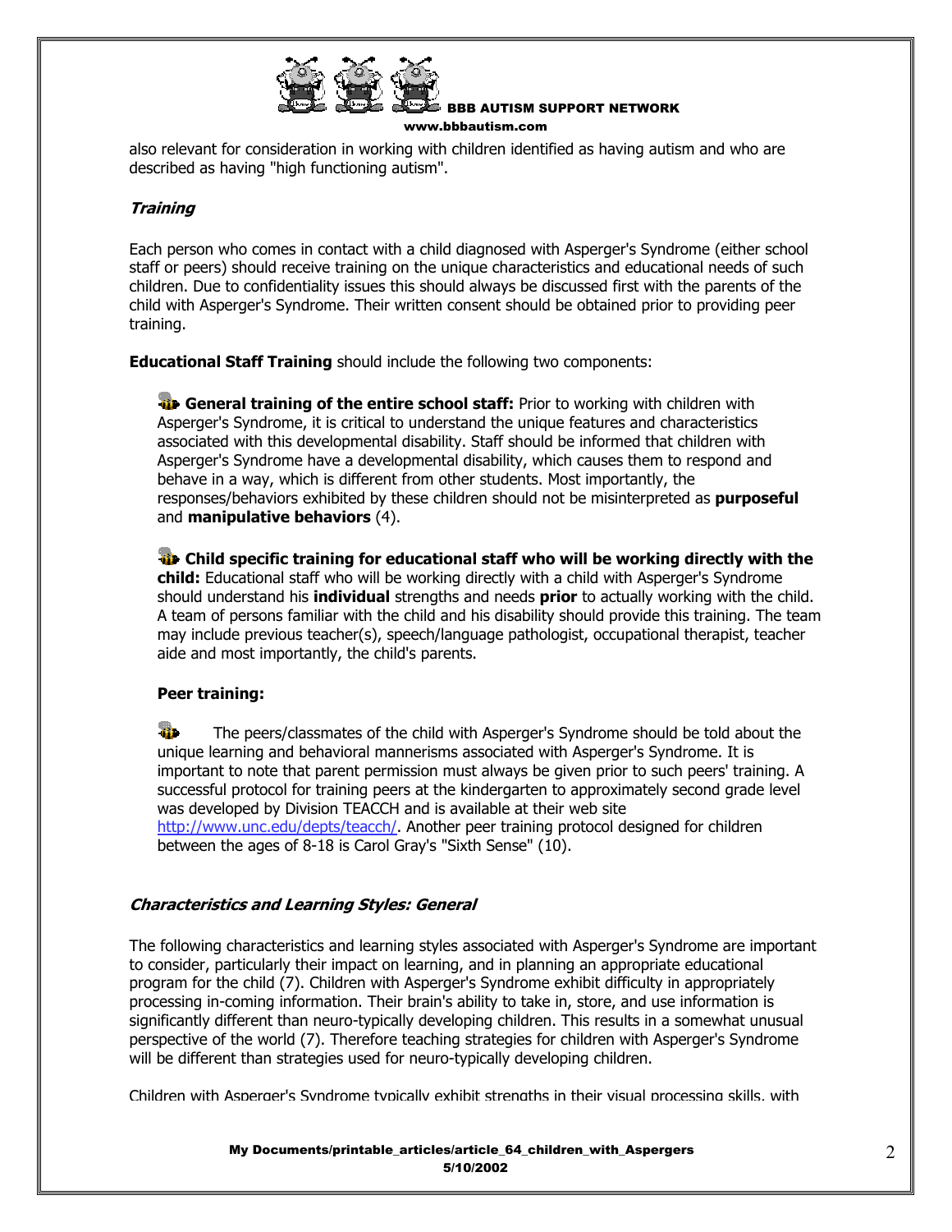also relevant for consideration in working with children identified as having autism and who are described as having "high functioning autism".

### *Training*

Each person who comes in contact with a child diagnosed with Asperger's Syndrome (either school staff or peers) should receive training on the unique characteristics and educational needs of such children. Due to confidentiality issues this should always be discussed first with the parents of the child with Asperger's Syndrome. Their written consent should be obtained prior to providing peer training.

**Educational Staff Training** should include the following two components:

- **General training of the entire school staff:** Prior to working with children with Asperger's Syndrome, it is critical to understand the unique features and characteristics associated with this developmental disability. Staff should be informed that children with Asperger's Syndrome have a developmental disability, which causes them to respond and behave in a way, which is different from other students. Most importantly, the responses/behaviors exhibited by these children should not be misinterpreted as **purposeful** and **manipulative behaviors** (4).

- **Child specific training for educational staff who will be working directly with the child:** Educational staff who will be working directly with a child with Asperger's Syndrome should understand his **individual** strengths and needs **prior** to actually working with the child. A team of persons familiar with the child and his disability should provide this training. The team may include previous teacher(s), speech/language pathologist, occupational therapist, teacher aide and most importantly, the child's parents.

**Peer training:**

- The peers/classmates of the child with Asperger's Syndrome should be told about the unique learning and behavioral mannerisms associated with Asperger's Syndrome. It is important to note that parent permission must always be given prior to such peers' training. A successful protocol for training peers at the kindergarten to approximately second grade level was developed by Division TEACCH and is available at their web site http://www.unc.edu/depts/teacch/. Another peer training protocol designed for children between the ages of 8-18 is Carol Gray's "Sixth Sense" (10).

### *Characteristics and Learning Styles: General*

The following characteristics and learning styles associated with Asperger's Syndrome are important to consider, particularly their impact on learning, and in planning an appropriate educational program for the child (7). Children with Asperger's Syndrome exhibit difficulty in appropriately processing in-coming information. Their brain's ability to take in, store, and use information is significantly different than neuro-typically developing children. This results in a somewhat unusual perspective of the world (7). Therefore teaching strategies for children with Asperger's Syndrome will be different than strategies used for neuro-typically developing children.

Children with Asperger's Syndrome typically exhibit strengths in their visual processing skills, with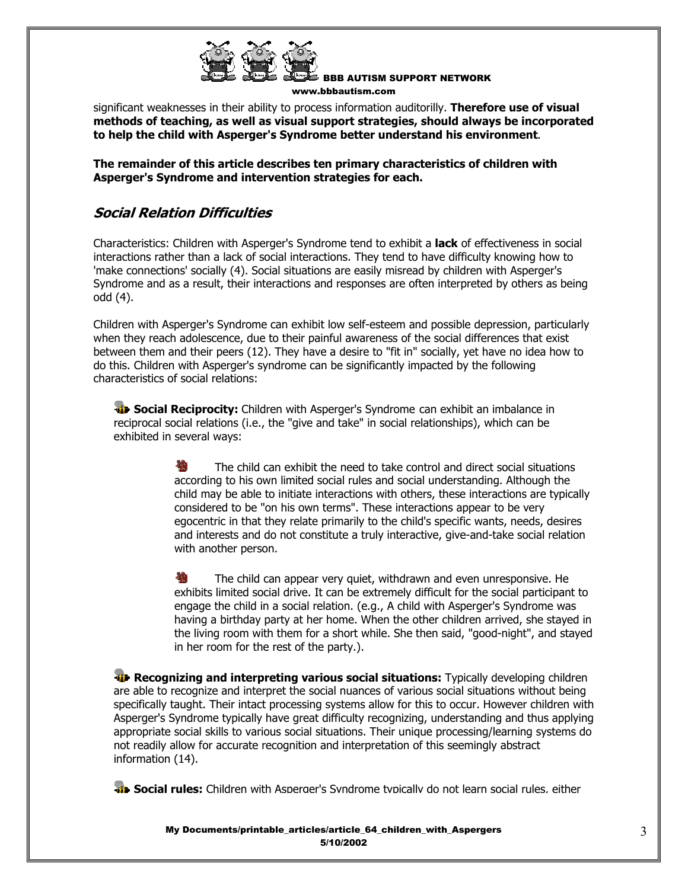significant weaknesses in their ability to process information auditorilly. **Therefore use of visual methods of teaching, as well as visual support strategies, should always be incorporated to help the child with Asperger's Syndrome better understand his environment**.

**The remainder of this article describes ten primary characteristics of children with Asperger's Syndrome and intervention strategies for each.**

## *Social Relation Difficulties*

Characteristics: Children with Asperger's Syndrome tend to exhibit a **lack** of effectiveness in social interactions rather than a lack of social interactions. They tend to have difficulty knowing how to 'make connections' socially (4). Social situations are easily misread by children with Asperger's Syndrome and as a result, their interactions and responses are often interpreted by others as being odd (4).

Children with Asperger's Syndrome can exhibit low self-esteem and possible depression, particularly when they reach adolescence, due to their painful awareness of the social differences that exist between them and their peers (12). They have a desire to "fit in" socially, yet have no idea how to do this. Children with Asperger's syndrome can be significantly impacted by the following characteristics of social relations:

- **Social Reciprocity:** Children with Asperger's Syndrome can exhibit an imbalance in reciprocal social relations (i.e., the "give and take" in social relationships), which can be exhibited in several ways:

    - The child can exhibit the need to take control and direct social situations according to his own limited social rules and social understanding. Although the child may be able to initiate interactions with others, these interactions are typically considered to be "on his own terms". These interactions appear to be very egocentric in that they relate primarily to the child's specific wants, needs, desires and interests and do not constitute a truly interactive, give-and-take social relation with another person.

    - The child can appear very quiet, withdrawn and even unresponsive. He exhibits limited social drive. It can be extremely difficult for the social participant to engage the child in a social relation. (e.g., A child with Asperger's Syndrome was having a birthday party at her home. When the other children arrived, she stayed in the living room with them for a short while. She then said, "good-night", and stayed in her room for the rest of the party.).

- **Recognizing and interpreting various social situations:** Typically developing children are able to recognize and interpret the social nuances of various social situations without being specifically taught. Their intact processing systems allow for this to occur. However children with Asperger's Syndrome typically have great difficulty recognizing, understanding and thus applying appropriate social skills to various social situations. Their unique processing/learning systems do not readily allow for accurate recognition and interpretation of this seemingly abstract information (14).

- **Social rules:** Children with Asperger's Syndrome typically do not learn social rules, either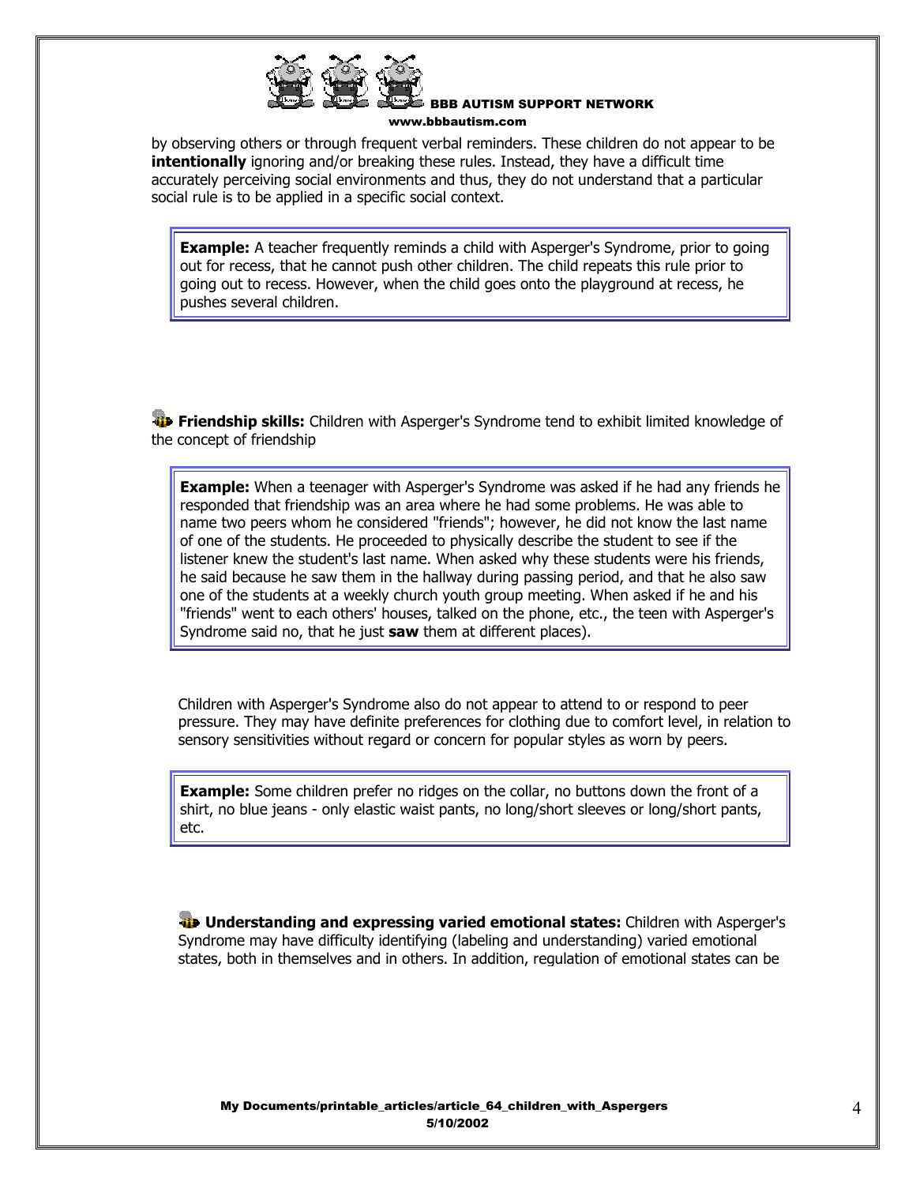by observing others or through frequent verbal reminders. These children do not appear to be **intentionally** ignoring and/or breaking these rules. Instead, they have a difficult time accurately perceiving social environments and thus, they do not understand that a particular social rule is to be applied in a specific social context.

> **Example:** A teacher frequently reminds a child with Asperger's Syndrome, prior to going out for recess, that he cannot push other children. The child repeats this rule prior to going out to recess. However, when the child goes onto the playground at recess, he pushes several children.

**Friendship skills:** Children with Asperger's Syndrome tend to exhibit limited knowledge of the concept of friendship

> **Example:** When a teenager with Asperger's Syndrome was asked if he had any friends he responded that friendship was an area where he had some problems. He was able to name two peers whom he considered "friends"; however, he did not know the last name of one of the students. He proceeded to physically describe the student to see if the listener knew the student's last name. When asked why these students were his friends, he said because he saw them in the hallway during passing period, and that he also saw one of the students at a weekly church youth group meeting. When asked if he and his "friends" went to each others' houses, talked on the phone, etc., the teen with Asperger's Syndrome said no, that he just **saw** them at different places).

Children with Asperger's Syndrome also do not appear to attend to or respond to peer pressure. They may have definite preferences for clothing due to comfort level, in relation to sensory sensitivities without regard or concern for popular styles as worn by peers.

> **Example:** Some children prefer no ridges on the collar, no buttons down the front of a shirt, no blue jeans - only elastic waist pants, no long/short sleeves or long/short pants, etc.

**Understanding and expressing varied emotional states:** Children with Asperger's Syndrome may have difficulty identifying (labeling and understanding) varied emotional states, both in themselves and in others. In addition, regulation of emotional states can be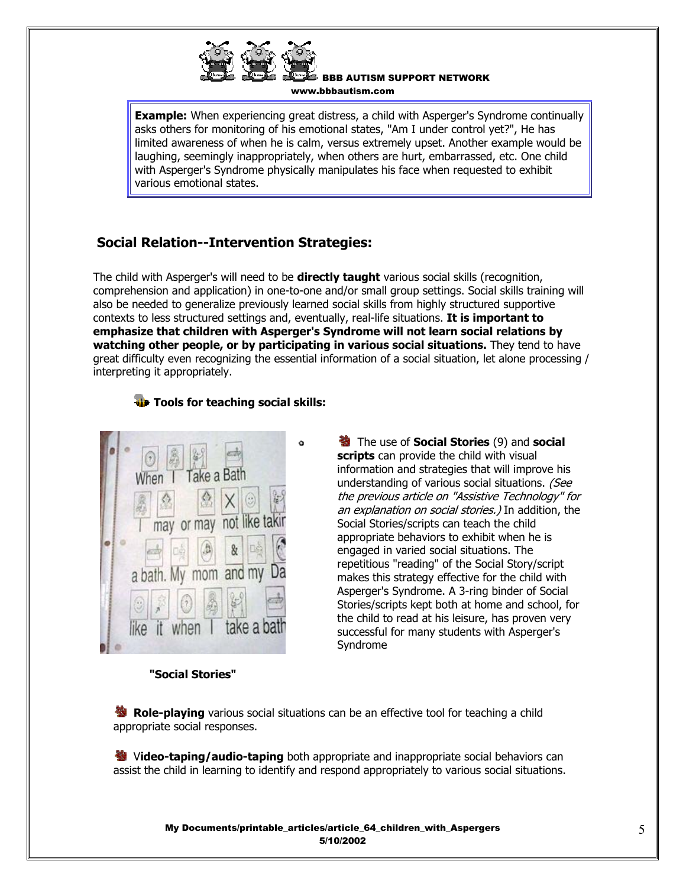**Example:** When experiencing great distress, a child with Asperger's Syndrome continually asks others for monitoring of his emotional states, "Am I under control yet?", He has limited awareness of when he is calm, versus extremely upset. Another example would be laughing, seemingly inappropriately, when others are hurt, embarrassed, etc. One child with Asperger's Syndrome physically manipulates his face when requested to exhibit various emotional states.

## Social Relation--Intervention Strategies:

The child with Asperger's will need to be **directly taught** various social skills (recognition, comprehension and application) in one-to-one and/or small group settings. Social skills training will also be needed to generalize previously learned social skills from highly structured supportive contexts to less structured settings and, eventually, real-life situations. **It is important to emphasize that children with Asperger's Syndrome will not learn social relations by watching other people, or by participating in various social situations.** They tend to have great difficulty even recognizing the essential information of a social situation, let alone processing / interpreting it appropriately.

### Tools for teaching social skills:

- The use of **Social Stories** (9) and **social scripts** can provide the child with visual information and strategies that will improve his understanding of various social situations. *(See the previous article on "Assistive Technology" for an explanation on social stories.)* In addition, the Social Stories/scripts can teach the child appropriate behaviors to exhibit when he is engaged in varied social situations. The repetitious "reading" of the Social Story/script makes this strategy effective for the child with Asperger's Syndrome. A 3-ring binder of Social Stories/scripts kept both at home and school, for the child to read at his leisure, has proven very successful for many students with Asperger's Syndrome

**"Social Stories"**

- **Role-playing** various social situations can be an effective tool for teaching a child appropriate social responses.

- V**ideo-taping/audio-taping** both appropriate and inappropriate social behaviors can assist the child in learning to identify and respond appropriately to various social situations.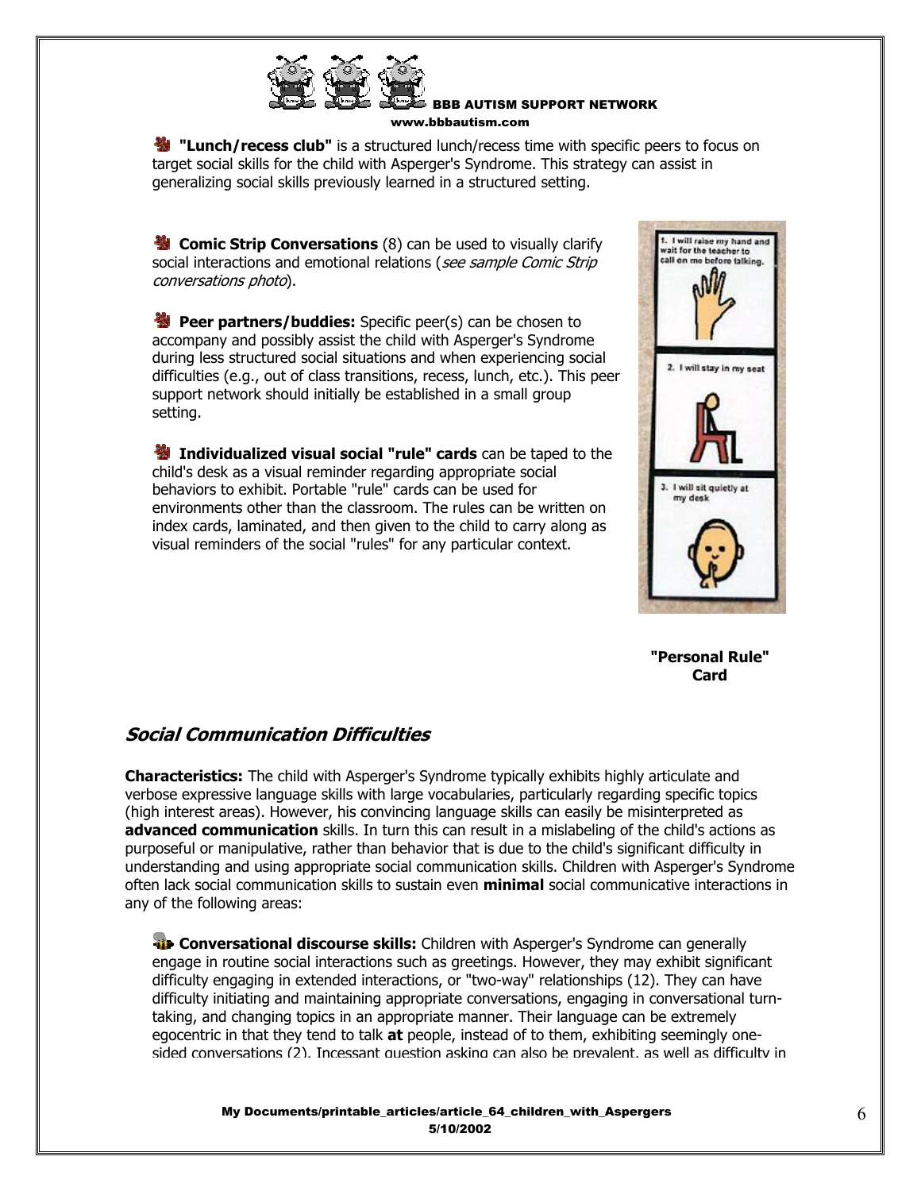**"Lunch/recess club"** is a structured lunch/recess time with specific peers to focus on target social skills for the child with Asperger's Syndrome. This strategy can assist in generalizing social skills previously learned in a structured setting.

**Comic Strip Conversations** (8) can be used to visually clarify social interactions and emotional relations (*see sample Comic Strip conversations photo*).

**Peer partners/buddies:** Specific peer(s) can be chosen to accompany and possibly assist the child with Asperger's Syndrome during less structured social situations and when experiencing social difficulties (e.g., out of class transitions, recess, lunch, etc.). This peer support network should initially be established in a small group setting.

**Individualized visual social "rule" cards** can be taped to the child's desk as a visual reminder regarding appropriate social behaviors to exhibit. Portable "rule" cards can be used for environments other than the classroom. The rules can be written on index cards, laminated, and then given to the child to carry along as visual reminders of the social "rules" for any particular context.

1. I will raise my hand and wait for the teacher to call on me before talking.

2. I will stay in my seat

3. I will sit quietly at my desk

**"Personal Rule" Card**

## *Social Communication Difficulties*

**Characteristics:** The child with Asperger's Syndrome typically exhibits highly articulate and verbose expressive language skills with large vocabularies, particularly regarding specific topics (high interest areas). However, his convincing language skills can easily be misinterpreted as **advanced communication** skills. In turn this can result in a mislabeling of the child's actions as purposeful or manipulative, rather than behavior that is due to the child's significant difficulty in understanding and using appropriate social communication skills. Children with Asperger's Syndrome often lack social communication skills to sustain even **minimal** social communicative interactions in any of the following areas:

**Conversational discourse skills:** Children with Asperger's Syndrome can generally engage in routine social interactions such as greetings. However, they may exhibit significant difficulty engaging in extended interactions, or "two-way" relationships (12). They can have difficulty initiating and maintaining appropriate conversations, engaging in conversational turn-taking, and changing topics in an appropriate manner. Their language can be extremely egocentric in that they tend to talk **at** people, instead of to them, exhibiting seemingly one-sided conversations (2). Incessant question asking can also be prevalent, as well as difficulty in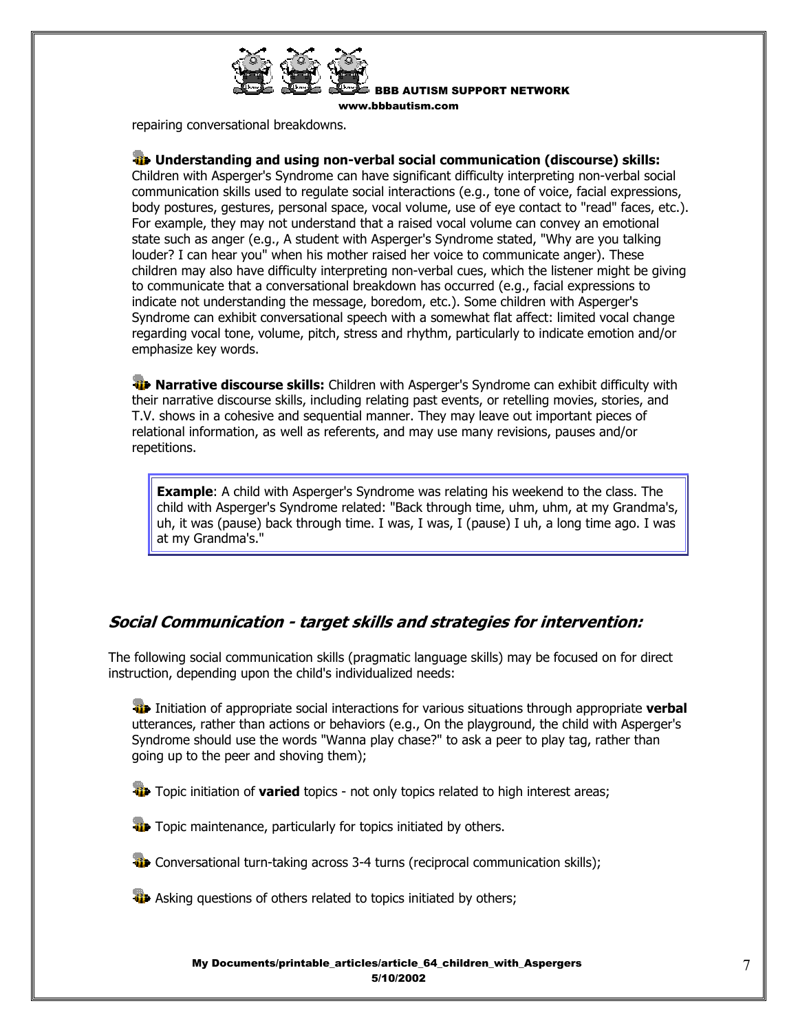repairing conversational breakdowns.

- **Understanding and using non-verbal social communication (discourse) skills:** Children with Asperger's Syndrome can have significant difficulty interpreting non-verbal social communication skills used to regulate social interactions (e.g., tone of voice, facial expressions, body postures, gestures, personal space, vocal volume, use of eye contact to "read" faces, etc.). For example, they may not understand that a raised vocal volume can convey an emotional state such as anger (e.g., A student with Asperger's Syndrome stated, "Why are you talking louder? I can hear you" when his mother raised her voice to communicate anger). These children may also have difficulty interpreting non-verbal cues, which the listener might be giving to communicate that a conversational breakdown has occurred (e.g., facial expressions to indicate not understanding the message, boredom, etc.). Some children with Asperger's Syndrome can exhibit conversational speech with a somewhat flat affect: limited vocal change regarding vocal tone, volume, pitch, stress and rhythm, particularly to indicate emotion and/or emphasize key words.

- **Narrative discourse skills:** Children with Asperger's Syndrome can exhibit difficulty with their narrative discourse skills, including relating past events, or retelling movies, stories, and T.V. shows in a cohesive and sequential manner. They may leave out important pieces of relational information, as well as referents, and may use many revisions, pauses and/or repetitions.

> **Example**: A child with Asperger's Syndrome was relating his weekend to the class. The child with Asperger's Syndrome related: "Back through time, uhm, uhm, at my Grandma's, uh, it was (pause) back through time. I was, I was, I (pause) I uh, a long time ago. I was at my Grandma's."

## *Social Communication - target skills and strategies for intervention:*

The following social communication skills (pragmatic language skills) may be focused on for direct instruction, depending upon the child's individualized needs:

- Initiation of appropriate social interactions for various situations through appropriate **verbal** utterances, rather than actions or behaviors (e.g., On the playground, the child with Asperger's Syndrome should use the words "Wanna play chase?" to ask a peer to play tag, rather than going up to the peer and shoving them);

- Topic initiation of **varied** topics - not only topics related to high interest areas;

- Topic maintenance, particularly for topics initiated by others.

- Conversational turn-taking across 3-4 turns (reciprocal communication skills);

- Asking questions of others related to topics initiated by others;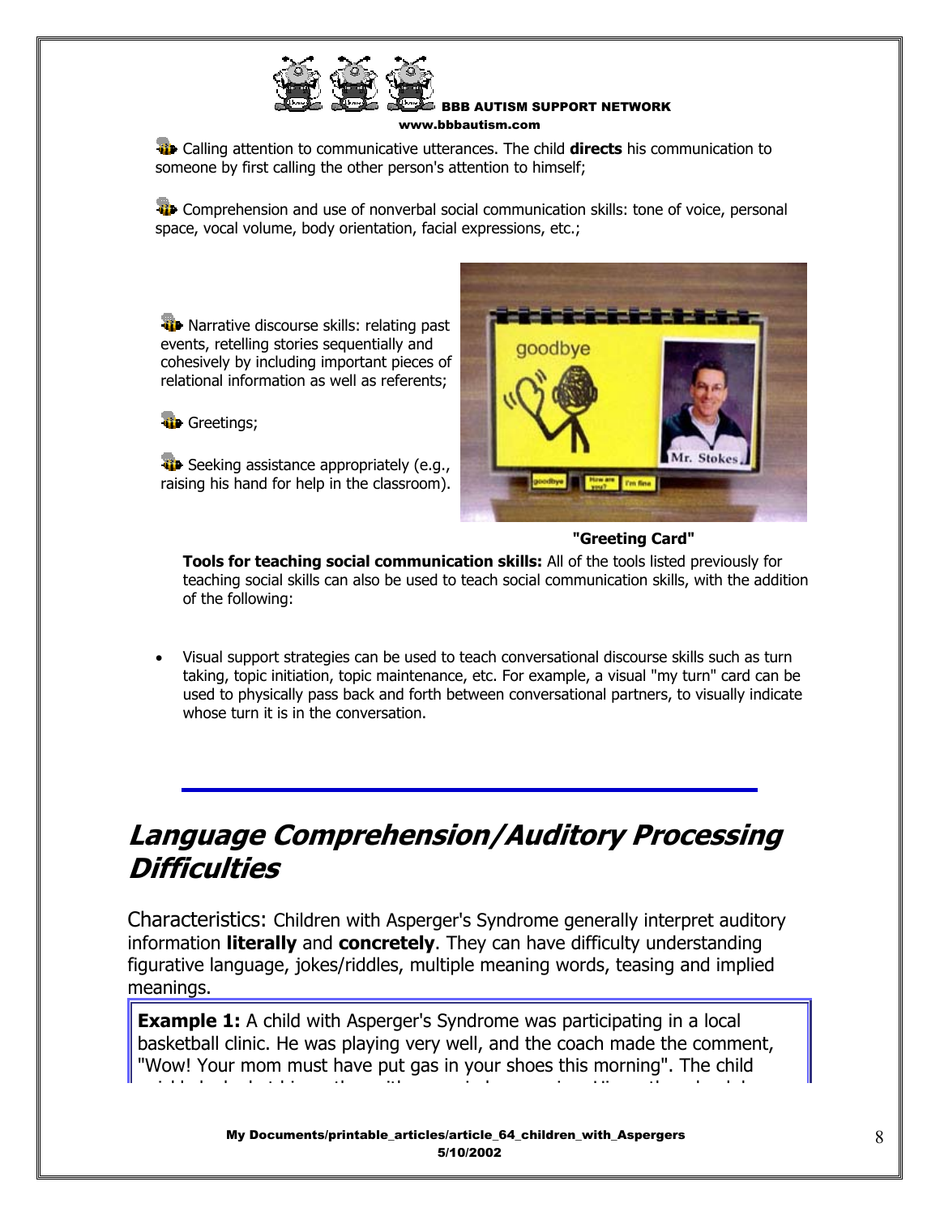- Calling attention to communicative utterances. The child **directs** his communication to someone by first calling the other person's attention to himself;

- Comprehension and use of nonverbal social communication skills: tone of voice, personal space, vocal volume, body orientation, facial expressions, etc.;

- Narrative discourse skills: relating past events, retelling stories sequentially and cohesively by including important pieces of relational information as well as referents;

- Greetings;

- Seeking assistance appropriately (e.g., raising his hand for help in the classroom).

**"Greeting Card"**

**Tools for teaching social communication skills:** All of the tools listed previously for teaching social skills can also be used to teach social communication skills, with the addition of the following:

- Visual support strategies can be used to teach conversational discourse skills such as turn taking, topic initiation, topic maintenance, etc. For example, a visual "my turn" card can be used to physically pass back and forth between conversational partners, to visually indicate whose turn it is in the conversation.

---

## ***Language Comprehension/Auditory Processing Difficulties***

Characteristics: Children with Asperger's Syndrome generally interpret auditory information **literally** and **concretely**. They can have difficulty understanding figurative language, jokes/riddles, multiple meaning words, teasing and implied meanings.

**Example 1:** A child with Asperger's Syndrome was participating in a local basketball clinic. He was playing very well, and the coach made the comment, "Wow! Your mom must have put gas in your shoes this morning". The child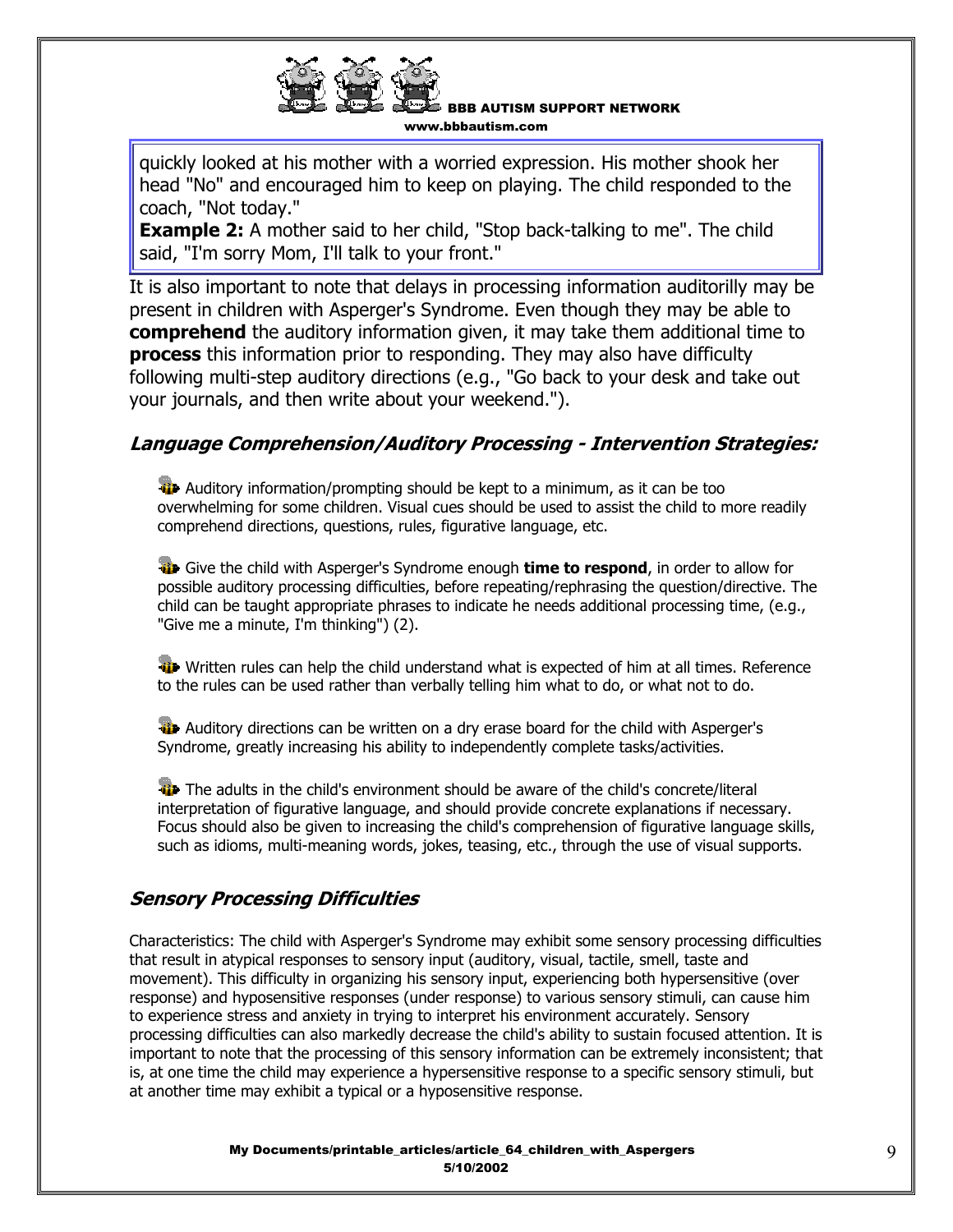quickly looked at his mother with a worried expression. His mother shook her head "No" and encouraged him to keep on playing. The child responded to the coach, "Not today."

**Example 2:** A mother said to her child, "Stop back-talking to me". The child said, "I'm sorry Mom, I'll talk to your front."

It is also important to note that delays in processing information auditorilly may be present in children with Asperger's Syndrome. Even though they may be able to **comprehend** the auditory information given, it may take them additional time to **process** this information prior to responding. They may also have difficulty following multi-step auditory directions (e.g., "Go back to your desk and take out your journals, and then write about your weekend.").

### *Language Comprehension/Auditory Processing - Intervention Strategies:*

- Auditory information/prompting should be kept to a minimum, as it can be too overwhelming for some children. Visual cues should be used to assist the child to more readily comprehend directions, questions, rules, figurative language, etc.

- Give the child with Asperger's Syndrome enough **time to respond**, in order to allow for possible auditory processing difficulties, before repeating/rephrasing the question/directive. The child can be taught appropriate phrases to indicate he needs additional processing time, (e.g., "Give me a minute, I'm thinking") (2).

- Written rules can help the child understand what is expected of him at all times. Reference to the rules can be used rather than verbally telling him what to do, or what not to do.

- Auditory directions can be written on a dry erase board for the child with Asperger's Syndrome, greatly increasing his ability to independently complete tasks/activities.

- The adults in the child's environment should be aware of the child's concrete/literal interpretation of figurative language, and should provide concrete explanations if necessary. Focus should also be given to increasing the child's comprehension of figurative language skills, such as idioms, multi-meaning words, jokes, teasing, etc., through the use of visual supports.

### *Sensory Processing Difficulties*

Characteristics: The child with Asperger's Syndrome may exhibit some sensory processing difficulties that result in atypical responses to sensory input (auditory, visual, tactile, smell, taste and movement). This difficulty in organizing his sensory input, experiencing both hypersensitive (over response) and hyposensitive responses (under response) to various sensory stimuli, can cause him to experience stress and anxiety in trying to interpret his environment accurately. Sensory processing difficulties can also markedly decrease the child's ability to sustain focused attention. It is important to note that the processing of this sensory information can be extremely inconsistent; that is, at one time the child may experience a hypersensitive response to a specific sensory stimuli, but at another time may exhibit a typical or a hyposensitive response.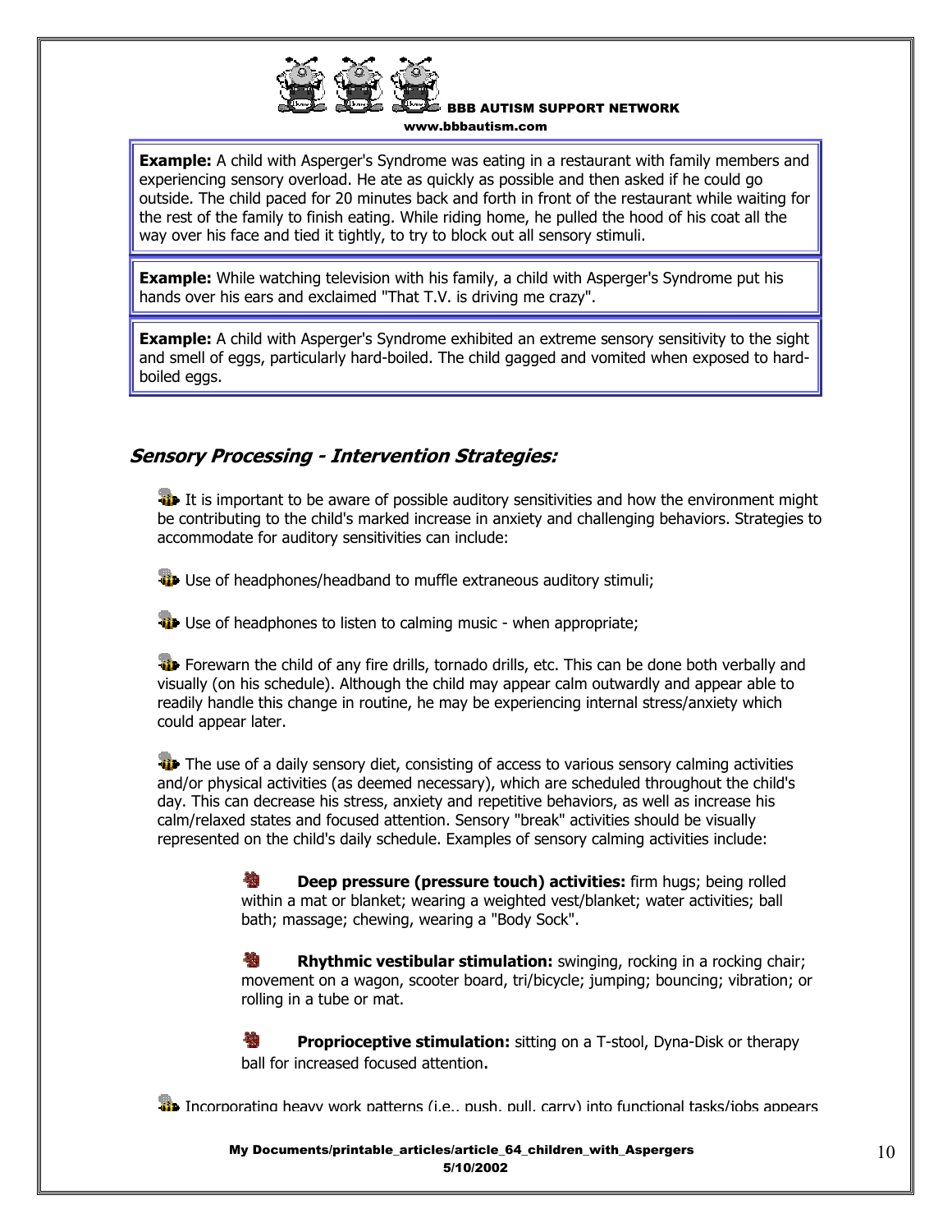**Example:** A child with Asperger's Syndrome was eating in a restaurant with family members and experiencing sensory overload. He ate as quickly as possible and then asked if he could go outside. The child paced for 20 minutes back and forth in front of the restaurant while waiting for the rest of the family to finish eating. While riding home, he pulled the hood of his coat all the way over his face and tied it tightly, to try to block out all sensory stimuli.

**Example:** While watching television with his family, a child with Asperger's Syndrome put his hands over his ears and exclaimed "That T.V. is driving me crazy".

**Example:** A child with Asperger's Syndrome exhibited an extreme sensory sensitivity to the sight and smell of eggs, particularly hard-boiled. The child gagged and vomited when exposed to hard-boiled eggs.

## *Sensory Processing - Intervention Strategies:*

- It is important to be aware of possible auditory sensitivities and how the environment might be contributing to the child's marked increase in anxiety and challenging behaviors. Strategies to accommodate for auditory sensitivities can include:

- Use of headphones/headband to muffle extraneous auditory stimuli;

- Use of headphones to listen to calming music - when appropriate;

- Forewarn the child of any fire drills, tornado drills, etc. This can be done both verbally and visually (on his schedule). Although the child may appear calm outwardly and appear able to readily handle this change in routine, he may be experiencing internal stress/anxiety which could appear later.

- The use of a daily sensory diet, consisting of access to various sensory calming activities and/or physical activities (as deemed necessary), which are scheduled throughout the child's day. This can decrease his stress, anxiety and repetitive behaviors, as well as increase his calm/relaxed states and focused attention. Sensory "break" activities should be visually represented on the child's daily schedule. Examples of sensory calming activities include:

    - **Deep pressure (pressure touch) activities:** firm hugs; being rolled within a mat or blanket; wearing a weighted vest/blanket; water activities; ball bath; massage; chewing, wearing a "Body Sock".

    - **Rhythmic vestibular stimulation:** swinging, rocking in a rocking chair; movement on a wagon, scooter board, tri/bicycle; jumping; bouncing; vibration; or rolling in a tube or mat.

    - **Proprioceptive stimulation:** sitting on a T-stool, Dyna-Disk or therapy ball for increased focused attention.

- Incorporating heavy work patterns (i.e., push, pull, carry) into functional tasks/jobs appears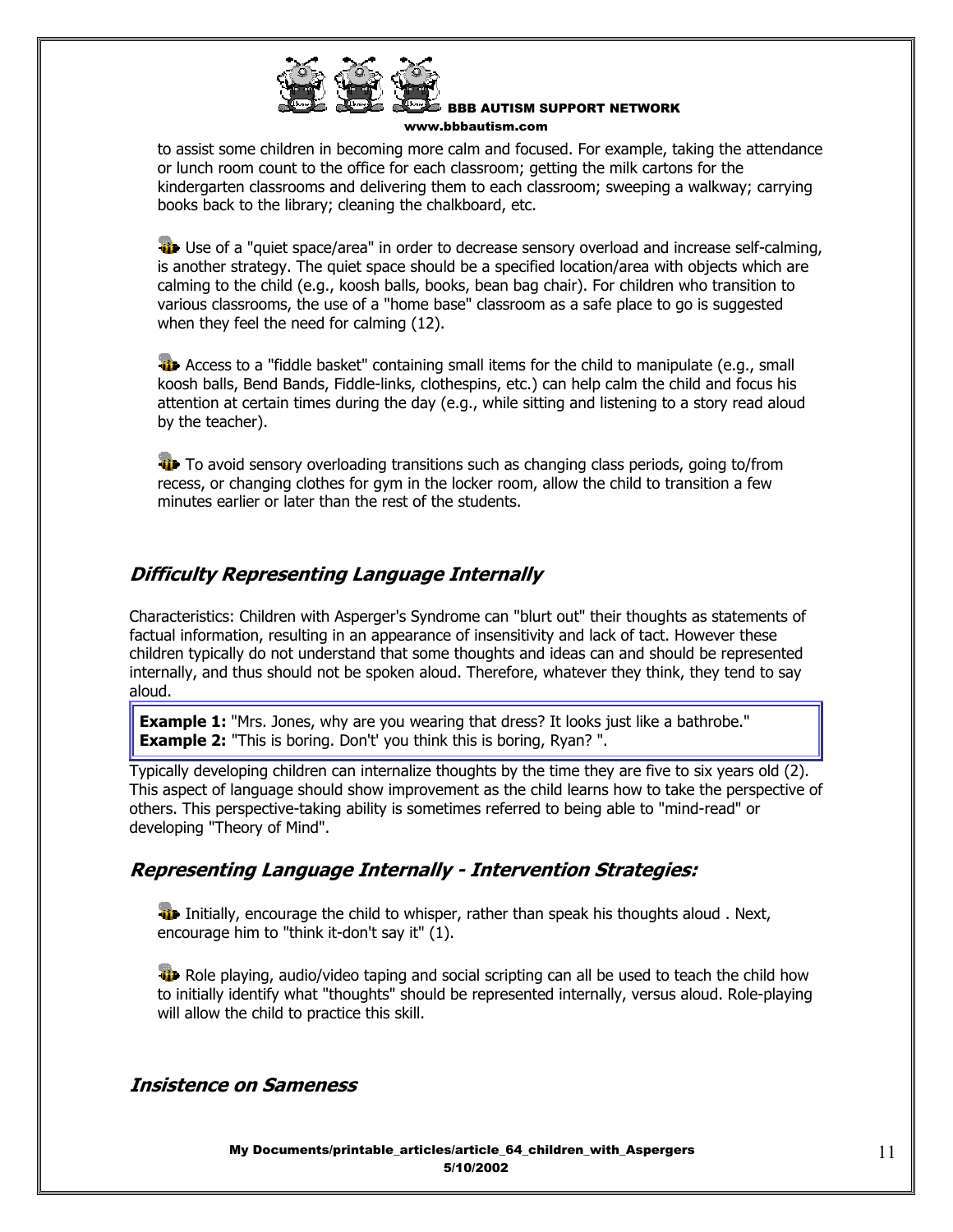to assist some children in becoming more calm and focused. For example, taking the attendance or lunch room count to the office for each classroom; getting the milk cartons for the kindergarten classrooms and delivering them to each classroom; sweeping a walkway; carrying books back to the library; cleaning the chalkboard, etc.

- Use of a "quiet space/area" in order to decrease sensory overload and increase self-calming, is another strategy. The quiet space should be a specified location/area with objects which are calming to the child (e.g., koosh balls, books, bean bag chair). For children who transition to various classrooms, the use of a "home base" classroom as a safe place to go is suggested when they feel the need for calming (12).

- Access to a "fiddle basket" containing small items for the child to manipulate (e.g., small koosh balls, Bend Bands, Fiddle-links, clothespins, etc.) can help calm the child and focus his attention at certain times during the day (e.g., while sitting and listening to a story read aloud by the teacher).

- To avoid sensory overloading transitions such as changing class periods, going to/from recess, or changing clothes for gym in the locker room, allow the child to transition a few minutes earlier or later than the rest of the students.

## *Difficulty Representing Language Internally*

Characteristics: Children with Asperger's Syndrome can "blurt out" their thoughts as statements of factual information, resulting in an appearance of insensitivity and lack of tact. However these children typically do not understand that some thoughts and ideas can and should be represented internally, and thus should not be spoken aloud. Therefore, whatever they think, they tend to say aloud.

**Example 1:** "Mrs. Jones, why are you wearing that dress? It looks just like a bathrobe."
**Example 2:** "This is boring. Don't' you think this is boring, Ryan? ".

Typically developing children can internalize thoughts by the time they are five to six years old (2). This aspect of language should show improvement as the child learns how to take the perspective of others. This perspective-taking ability is sometimes referred to being able to "mind-read" or developing "Theory of Mind".

## *Representing Language Internally - Intervention Strategies:*

- Initially, encourage the child to whisper, rather than speak his thoughts aloud . Next, encourage him to "think it-don't say it" (1).

- Role playing, audio/video taping and social scripting can all be used to teach the child how to initially identify what "thoughts" should be represented internally, versus aloud. Role-playing will allow the child to practice this skill.

## *Insistence on Sameness*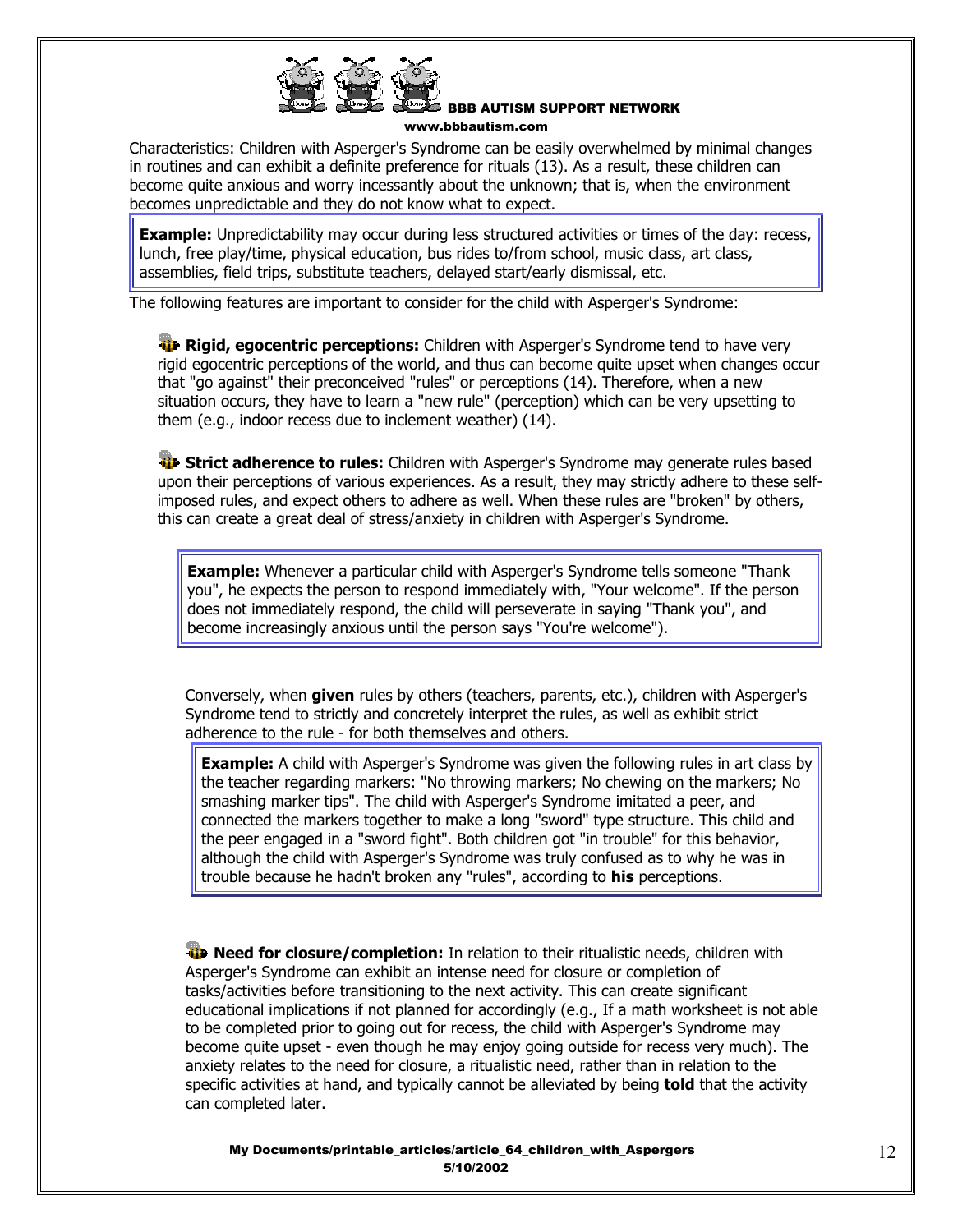Characteristics: Children with Asperger's Syndrome can be easily overwhelmed by minimal changes in routines and can exhibit a definite preference for rituals (13). As a result, these children can become quite anxious and worry incessantly about the unknown; that is, when the environment becomes unpredictable and they do not know what to expect.

> **Example:** Unpredictability may occur during less structured activities or times of the day: recess, lunch, free play/time, physical education, bus rides to/from school, music class, art class, assemblies, field trips, substitute teachers, delayed start/early dismissal, etc.

The following features are important to consider for the child with Asperger's Syndrome:

**Rigid, egocentric perceptions:** Children with Asperger's Syndrome tend to have very rigid egocentric perceptions of the world, and thus can become quite upset when changes occur that "go against" their preconceived "rules" or perceptions (14). Therefore, when a new situation occurs, they have to learn a "new rule" (perception) which can be very upsetting to them (e.g., indoor recess due to inclement weather) (14).

**Strict adherence to rules:** Children with Asperger's Syndrome may generate rules based upon their perceptions of various experiences. As a result, they may strictly adhere to these self-imposed rules, and expect others to adhere as well. When these rules are "broken" by others, this can create a great deal of stress/anxiety in children with Asperger's Syndrome.

> **Example:** Whenever a particular child with Asperger's Syndrome tells someone "Thank you", he expects the person to respond immediately with, "Your welcome". If the person does not immediately respond, the child will perseverate in saying "Thank you", and become increasingly anxious until the person says "You're welcome").

Conversely, when **given** rules by others (teachers, parents, etc.), children with Asperger's Syndrome tend to strictly and concretely interpret the rules, as well as exhibit strict adherence to the rule - for both themselves and others.

> **Example:** A child with Asperger's Syndrome was given the following rules in art class by the teacher regarding markers: "No throwing markers; No chewing on the markers; No smashing marker tips". The child with Asperger's Syndrome imitated a peer, and connected the markers together to make a long "sword" type structure. This child and the peer engaged in a "sword fight". Both children got "in trouble" for this behavior, although the child with Asperger's Syndrome was truly confused as to why he was in trouble because he hadn't broken any "rules", according to **his** perceptions.

**Need for closure/completion:** In relation to their ritualistic needs, children with Asperger's Syndrome can exhibit an intense need for closure or completion of tasks/activities before transitioning to the next activity. This can create significant educational implications if not planned for accordingly (e.g., If a math worksheet is not able to be completed prior to going out for recess, the child with Asperger's Syndrome may become quite upset - even though he may enjoy going outside for recess very much). The anxiety relates to the need for closure, a ritualistic need, rather than in relation to the specific activities at hand, and typically cannot be alleviated by being **told** that the activity can completed later.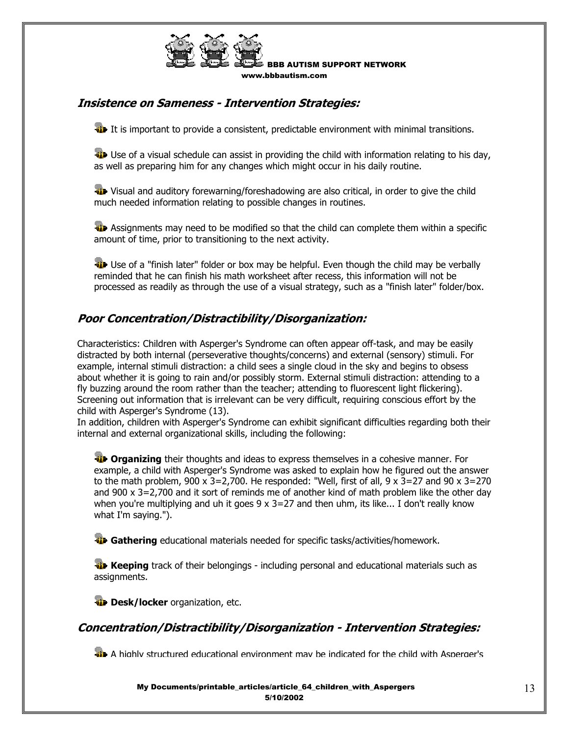## *Insistence on Sameness - Intervention Strategies:*

- It is important to provide a consistent, predictable environment with minimal transitions.
- Use of a visual schedule can assist in providing the child with information relating to his day, as well as preparing him for any changes which might occur in his daily routine.
- Visual and auditory forewarning/foreshadowing are also critical, in order to give the child much needed information relating to possible changes in routines.
- Assignments may need to be modified so that the child can complete them within a specific amount of time, prior to transitioning to the next activity.
- Use of a "finish later" folder or box may be helpful. Even though the child may be verbally reminded that he can finish his math worksheet after recess, this information will not be processed as readily as through the use of a visual strategy, such as a "finish later" folder/box.

## *Poor Concentration/Distractibility/Disorganization:*

Characteristics: Children with Asperger's Syndrome can often appear off-task, and may be easily distracted by both internal (perseverative thoughts/concerns) and external (sensory) stimuli. For example, internal stimuli distraction: a child sees a single cloud in the sky and begins to obsess about whether it is going to rain and/or possibly storm. External stimuli distraction: attending to a fly buzzing around the room rather than the teacher; attending to fluorescent light flickering). Screening out information that is irrelevant can be very difficult, requiring conscious effort by the child with Asperger's Syndrome (13).
In addition, children with Asperger's Syndrome can exhibit significant difficulties regarding both their internal and external organizational skills, including the following:

- **Organizing** their thoughts and ideas to express themselves in a cohesive manner. For example, a child with Asperger's Syndrome was asked to explain how he figured out the answer to the math problem, 900 x 3=2,700. He responded: "Well, first of all, 9 x 3=27 and 90 x 3=270 and 900 x 3=2,700 and it sort of reminds me of another kind of math problem like the other day when you're multiplying and uh it goes 9 x 3=27 and then uhm, its like... I don't really know what I'm saying.").
- **Gathering** educational materials needed for specific tasks/activities/homework.
- **Keeping** track of their belongings - including personal and educational materials such as assignments.
- **Desk/locker** organization, etc.

## *Concentration/Distractibility/Disorganization - Intervention Strategies:*

- A highly structured educational environment may be indicated for the child with Asperger's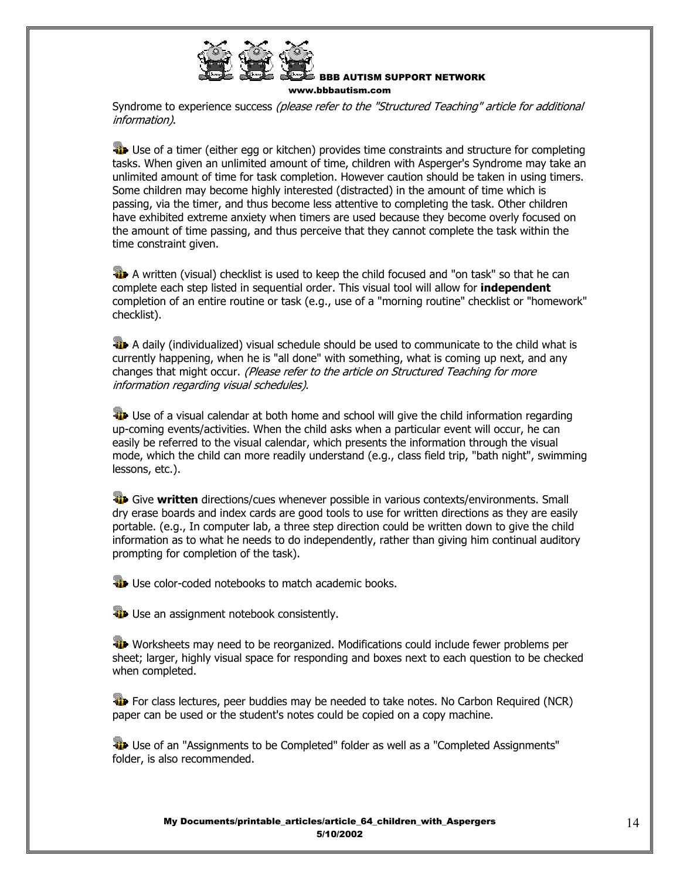Syndrome to experience success *(please refer to the "Structured Teaching" article for additional information)*.

- Use of a timer (either egg or kitchen) provides time constraints and structure for completing tasks. When given an unlimited amount of time, children with Asperger's Syndrome may take an unlimited amount of time for task completion. However caution should be taken in using timers. Some children may become highly interested (distracted) in the amount of time which is passing, via the timer, and thus become less attentive to completing the task. Other children have exhibited extreme anxiety when timers are used because they become overly focused on the amount of time passing, and thus perceive that they cannot complete the task within the time constraint given.

- A written (visual) checklist is used to keep the child focused and "on task" so that he can complete each step listed in sequential order. This visual tool will allow for **independent** completion of an entire routine or task (e.g., use of a "morning routine" checklist or "homework" checklist).

- A daily (individualized) visual schedule should be used to communicate to the child what is currently happening, when he is "all done" with something, what is coming up next, and any changes that might occur. *(Please refer to the article on Structured Teaching for more information regarding visual schedules)*.

- Use of a visual calendar at both home and school will give the child information regarding up-coming events/activities. When the child asks when a particular event will occur, he can easily be referred to the visual calendar, which presents the information through the visual mode, which the child can more readily understand (e.g., class field trip, "bath night", swimming lessons, etc.).

- Give **written** directions/cues whenever possible in various contexts/environments. Small dry erase boards and index cards are good tools to use for written directions as they are easily portable. (e.g., In computer lab, a three step direction could be written down to give the child information as to what he needs to do independently, rather than giving him continual auditory prompting for completion of the task).

- Use color-coded notebooks to match academic books.

- Use an assignment notebook consistently.

- Worksheets may need to be reorganized. Modifications could include fewer problems per sheet; larger, highly visual space for responding and boxes next to each question to be checked when completed.

- For class lectures, peer buddies may be needed to take notes. No Carbon Required (NCR) paper can be used or the student's notes could be copied on a copy machine.

- Use of an "Assignments to be Completed" folder as well as a "Completed Assignments" folder, is also recommended.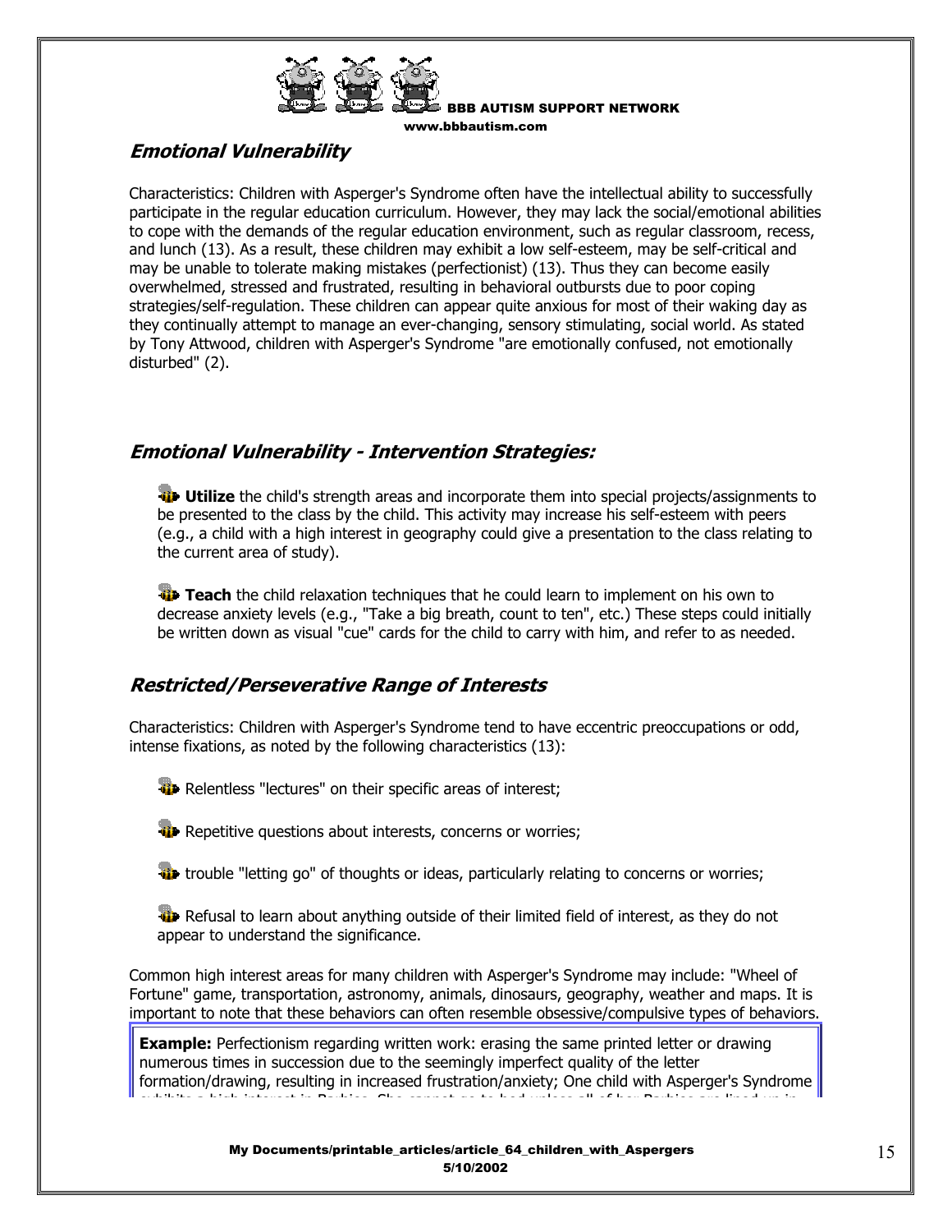## *Emotional Vulnerability*

Characteristics: Children with Asperger's Syndrome often have the intellectual ability to successfully participate in the regular education curriculum. However, they may lack the social/emotional abilities to cope with the demands of the regular education environment, such as regular classroom, recess, and lunch (13). As a result, these children may exhibit a low self-esteem, may be self-critical and may be unable to tolerate making mistakes (perfectionist) (13). Thus they can become easily overwhelmed, stressed and frustrated, resulting in behavioral outbursts due to poor coping strategies/self-regulation. These children can appear quite anxious for most of their waking day as they continually attempt to manage an ever-changing, sensory stimulating, social world. As stated by Tony Attwood, children with Asperger's Syndrome "are emotionally confused, not emotionally disturbed" (2).

## *Emotional Vulnerability - Intervention Strategies:*

- **Utilize** the child's strength areas and incorporate them into special projects/assignments to be presented to the class by the child. This activity may increase his self-esteem with peers (e.g., a child with a high interest in geography could give a presentation to the class relating to the current area of study).

- **Teach** the child relaxation techniques that he could learn to implement on his own to decrease anxiety levels (e.g., "Take a big breath, count to ten", etc.) These steps could initially be written down as visual "cue" cards for the child to carry with him, and refer to as needed.

## *Restricted/Perseverative Range of Interests*

Characteristics: Children with Asperger's Syndrome tend to have eccentric preoccupations or odd, intense fixations, as noted by the following characteristics (13):

- Relentless "lectures" on their specific areas of interest;

- Repetitive questions about interests, concerns or worries;

- trouble "letting go" of thoughts or ideas, particularly relating to concerns or worries;

- Refusal to learn about anything outside of their limited field of interest, as they do not appear to understand the significance.

Common high interest areas for many children with Asperger's Syndrome may include: "Wheel of Fortune" game, transportation, astronomy, animals, dinosaurs, geography, weather and maps. It is important to note that these behaviors can often resemble obsessive/compulsive types of behaviors.

**Example:** Perfectionism regarding written work: erasing the same printed letter or drawing numerous times in succession due to the seemingly imperfect quality of the letter formation/drawing, resulting in increased frustration/anxiety; One child with Asperger's Syndrome exhibits a high interest in Barbies. She cannot go to bed unless all of her Barbies are lined up in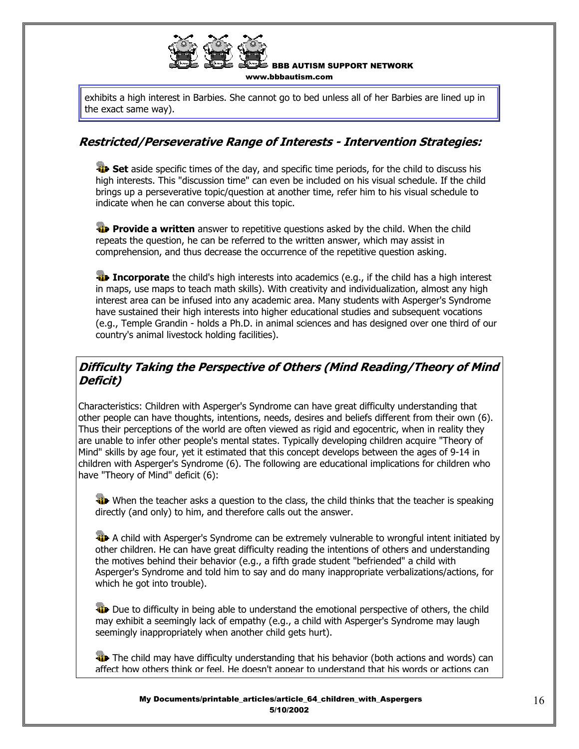exhibits a high interest in Barbies. She cannot go to bed unless all of her Barbies are lined up in the exact same way).

## ***Restricted/Perseverative Range of Interests - Intervention Strategies:***

- **Set** aside specific times of the day, and specific time periods, for the child to discuss his high interests. This "discussion time" can even be included on his visual schedule. If the child brings up a perseverative topic/question at another time, refer him to his visual schedule to indicate when he can converse about this topic.

- **Provide a written** answer to repetitive questions asked by the child. When the child repeats the question, he can be referred to the written answer, which may assist in comprehension, and thus decrease the occurrence of the repetitive question asking.

- **Incorporate** the child's high interests into academics (e.g., if the child has a high interest in maps, use maps to teach math skills). With creativity and individualization, almost any high interest area can be infused into any academic area. Many students with Asperger's Syndrome have sustained their high interests into higher educational studies and subsequent vocations (e.g., Temple Grandin - holds a Ph.D. in animal sciences and has designed over one third of our country's animal livestock holding facilities).

## ***Difficulty Taking the Perspective of Others (Mind Reading/Theory of Mind Deficit)***

Characteristics: Children with Asperger's Syndrome can have great difficulty understanding that other people can have thoughts, intentions, needs, desires and beliefs different from their own (6). Thus their perceptions of the world are often viewed as rigid and egocentric, when in reality they are unable to infer other people's mental states. Typically developing children acquire "Theory of Mind" skills by age four, yet it estimated that this concept develops between the ages of 9-14 in children with Asperger's Syndrome (6). The following are educational implications for children who have "Theory of Mind" deficit (6):

- When the teacher asks a question to the class, the child thinks that the teacher is speaking directly (and only) to him, and therefore calls out the answer.

- A child with Asperger's Syndrome can be extremely vulnerable to wrongful intent initiated by other children. He can have great difficulty reading the intentions of others and understanding the motives behind their behavior (e.g., a fifth grade student "befriended" a child with Asperger's Syndrome and told him to say and do many inappropriate verbalizations/actions, for which he got into trouble).

- Due to difficulty in being able to understand the emotional perspective of others, the child may exhibit a seemingly lack of empathy (e.g., a child with Asperger's Syndrome may laugh seemingly inappropriately when another child gets hurt).

- The child may have difficulty understanding that his behavior (both actions and words) can affect how others think or feel. He doesn't appear to understand that his words or actions can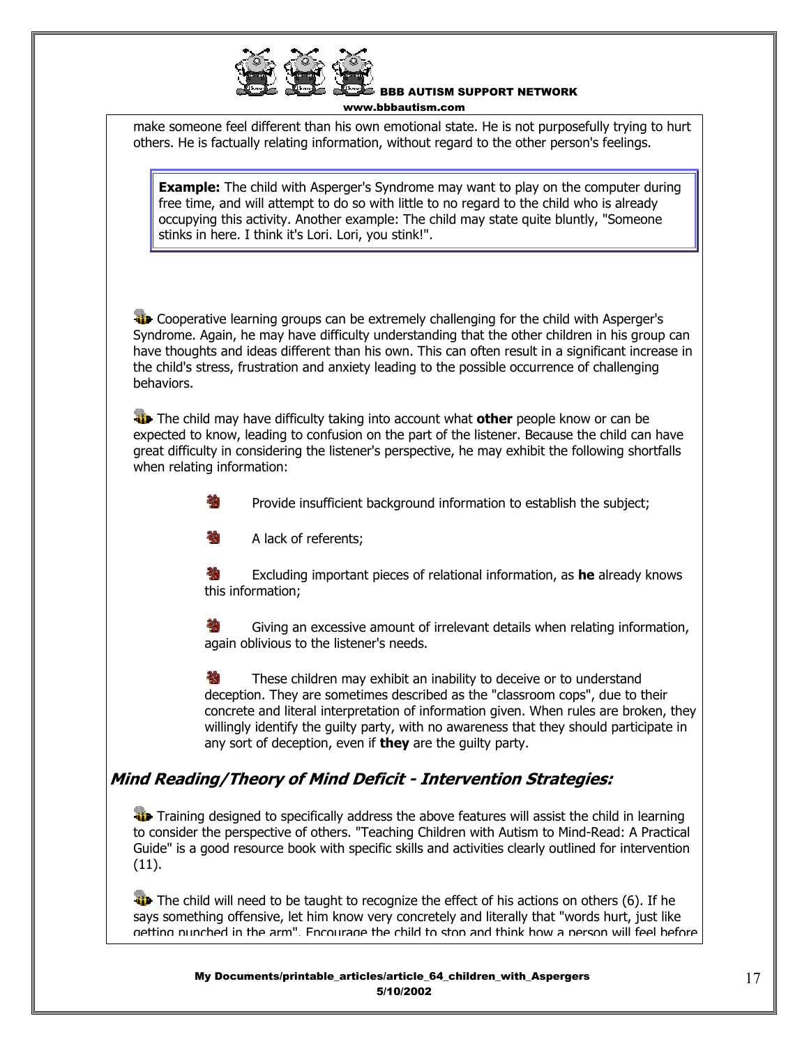make someone feel different than his own emotional state. He is not purposefully trying to hurt others. He is factually relating information, without regard to the other person's feelings.

> **Example:** The child with Asperger's Syndrome may want to play on the computer during free time, and will attempt to do so with little to no regard to the child who is already occupying this activity. Another example: The child may state quite bluntly, "Someone stinks in here. I think it's Lori. Lori, you stink!".

- Cooperative learning groups can be extremely challenging for the child with Asperger's Syndrome. Again, he may have difficulty understanding that the other children in his group can have thoughts and ideas different than his own. This can often result in a significant increase in the child's stress, frustration and anxiety leading to the possible occurrence of challenging behaviors.

- The child may have difficulty taking into account what **other** people know or can be expected to know, leading to confusion on the part of the listener. Because the child can have great difficulty in considering the listener's perspective, he may exhibit the following shortfalls when relating information:

    - Provide insufficient background information to establish the subject;
    - A lack of referents;
    - Excluding important pieces of relational information, as **he** already knows this information;
    - Giving an excessive amount of irrelevant details when relating information, again oblivious to the listener's needs.
    - These children may exhibit an inability to deceive or to understand deception. They are sometimes described as the "classroom cops", due to their concrete and literal interpretation of information given. When rules are broken, they willingly identify the guilty party, with no awareness that they should participate in any sort of deception, even if **they** are the guilty party.

## *Mind Reading/Theory of Mind Deficit - Intervention Strategies:*

- Training designed to specifically address the above features will assist the child in learning to consider the perspective of others. "Teaching Children with Autism to Mind-Read: A Practical Guide" is a good resource book with specific skills and activities clearly outlined for intervention (11).

- The child will need to be taught to recognize the effect of his actions on others (6). If he says something offensive, let him know very concretely and literally that "words hurt, just like getting punched in the arm". Encourage the child to stop and think how a person will feel before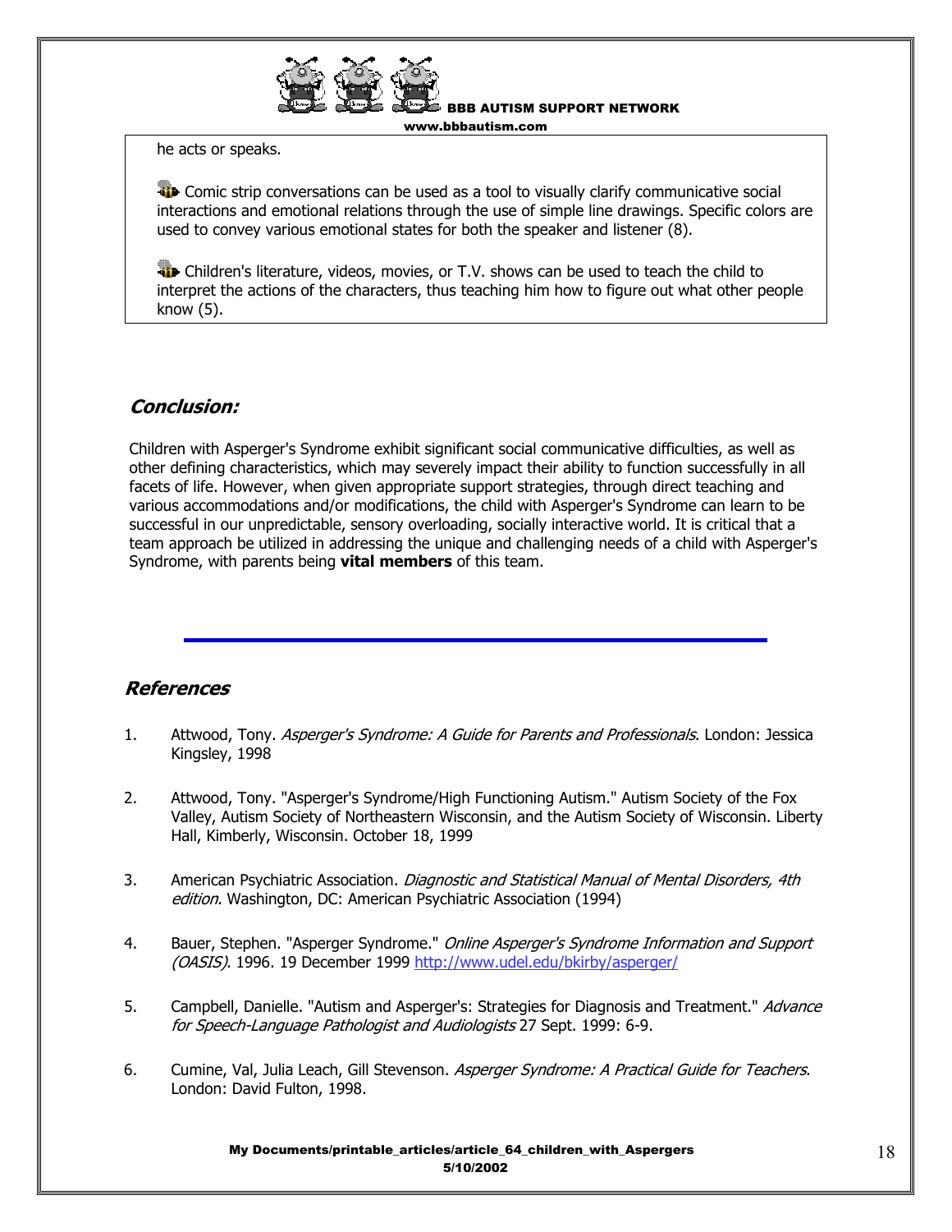he acts or speaks.

- Comic strip conversations can be used as a tool to visually clarify communicative social interactions and emotional relations through the use of simple line drawings. Specific colors are used to convey various emotional states for both the speaker and listener (8).

- Children's literature, videos, movies, or T.V. shows can be used to teach the child to interpret the actions of the characters, thus teaching him how to figure out what other people know (5).

## *Conclusion:*

Children with Asperger's Syndrome exhibit significant social communicative difficulties, as well as other defining characteristics, which may severely impact their ability to function successfully in all facets of life. However, when given appropriate support strategies, through direct teaching and various accommodations and/or modifications, the child with Asperger's Syndrome can learn to be successful in our unpredictable, sensory overloading, socially interactive world. It is critical that a team approach be utilized in addressing the unique and challenging needs of a child with Asperger's Syndrome, with parents being **vital members** of this team.

---

## *References*

1. Attwood, Tony. *Asperger's Syndrome: A Guide for Parents and Professionals*. London: Jessica Kingsley, 1998

2. Attwood, Tony. "Asperger's Syndrome/High Functioning Autism." Autism Society of the Fox Valley, Autism Society of Northeastern Wisconsin, and the Autism Society of Wisconsin. Liberty Hall, Kimberly, Wisconsin. October 18, 1999

3. American Psychiatric Association. *Diagnostic and Statistical Manual of Mental Disorders, 4th edition.* Washington, DC: American Psychiatric Association (1994)

4. Bauer, Stephen. "Asperger Syndrome." *Online Asperger's Syndrome Information and Support (OASIS)*. 1996. 19 December 1999 http://www.udel.edu/bkirby/asperger/

5. Campbell, Danielle. "Autism and Asperger's: Strategies for Diagnosis and Treatment." *Advance for Speech-Language Pathologist and Audiologists* 27 Sept. 1999: 6-9.

6. Cumine, Val, Julia Leach, Gill Stevenson. *Asperger Syndrome: A Practical Guide for Teachers*. London: David Fulton, 1998.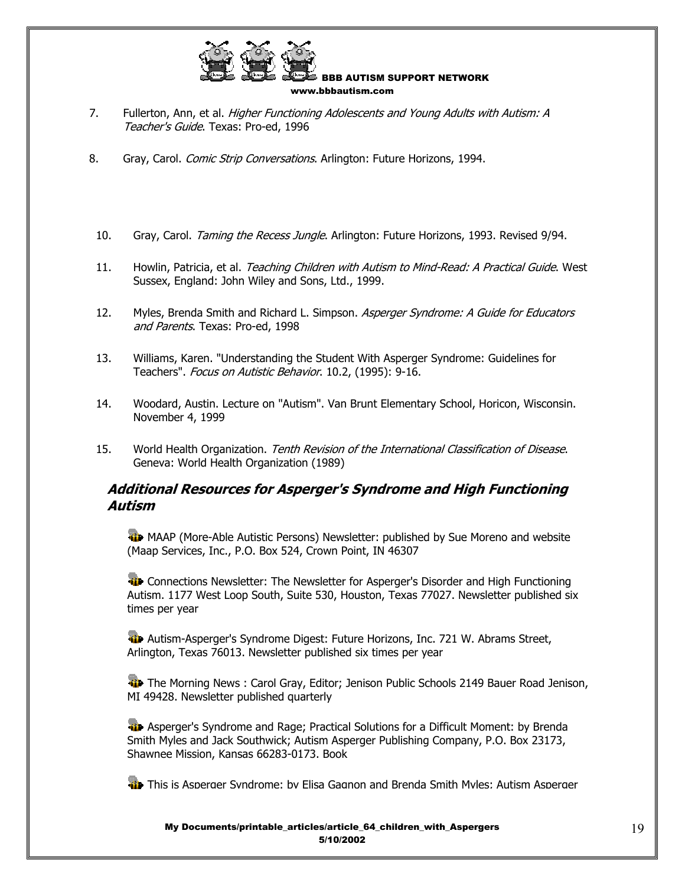7. Fullerton, Ann, et al. *Higher Functioning Adolescents and Young Adults with Autism: A Teacher's Guide*. Texas: Pro-ed, 1996

8. Gray, Carol. *Comic Strip Conversations*. Arlington: Future Horizons, 1994.

10. Gray, Carol. *Taming the Recess Jungle*. Arlington: Future Horizons, 1993. Revised 9/94.

11. Howlin, Patricia, et al. *Teaching Children with Autism to Mind-Read: A Practical Guide*. West Sussex, England: John Wiley and Sons, Ltd., 1999.

12. Myles, Brenda Smith and Richard L. Simpson. *Asperger Syndrome: A Guide for Educators and Parents*. Texas: Pro-ed, 1998

13. Williams, Karen. "Understanding the Student With Asperger Syndrome: Guidelines for Teachers". *Focus on Autistic Behavior*. 10.2, (1995): 9-16.

14. Woodard, Austin. Lecture on "Autism". Van Brunt Elementary School, Horicon, Wisconsin. November 4, 1999

15. World Health Organization. *Tenth Revision of the International Classification of Disease*. Geneva: World Health Organization (1989)

## *Additional Resources for Asperger's Syndrome and High Functioning Autism*

- MAAP (More-Able Autistic Persons) Newsletter: published by Sue Moreno and website (Maap Services, Inc., P.O. Box 524, Crown Point, IN 46307

- Connections Newsletter: The Newsletter for Asperger's Disorder and High Functioning Autism. 1177 West Loop South, Suite 530, Houston, Texas 77027. Newsletter published six times per year

- Autism-Asperger's Syndrome Digest: Future Horizons, Inc. 721 W. Abrams Street, Arlington, Texas 76013. Newsletter published six times per year

- The Morning News : Carol Gray, Editor; Jenison Public Schools 2149 Bauer Road Jenison, MI 49428. Newsletter published quarterly

- Asperger's Syndrome and Rage; Practical Solutions for a Difficult Moment: by Brenda Smith Myles and Jack Southwick; Autism Asperger Publishing Company, P.O. Box 23173, Shawnee Mission, Kansas 66283-0173. Book

- This is Asperger Syndrome: by Elisa Gagnon and Brenda Smith Myles; Autism Asperger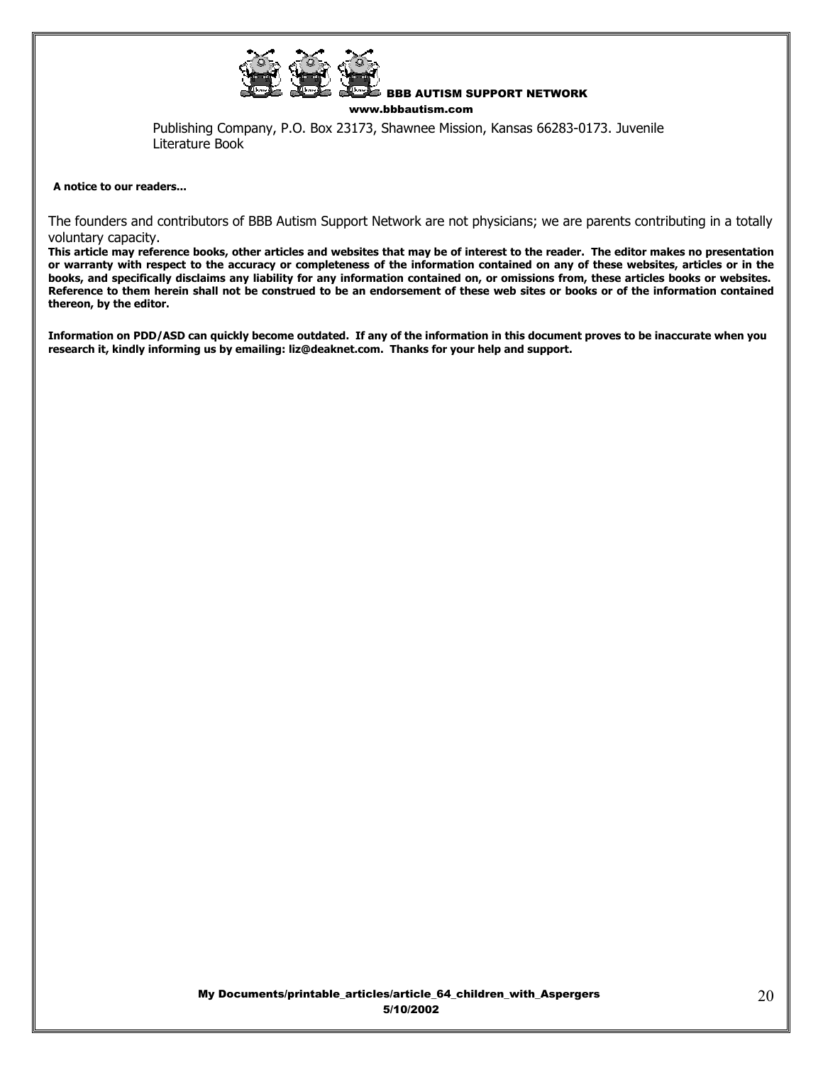Publishing Company, P.O. Box 23173, Shawnee Mission, Kansas 66283-0173. Juvenile Literature Book

**A notice to our readers...**

The founders and contributors of BBB Autism Support Network are not physicians; we are parents contributing in a totally voluntary capacity.

**This article may reference books, other articles and websites that may be of interest to the reader. The editor makes no presentation or warranty with respect to the accuracy or completeness of the information contained on any of these websites, articles or in the books, and specifically disclaims any liability for any information contained on, or omissions from, these articles books or websites. Reference to them herein shall not be construed to be an endorsement of these web sites or books or of the information contained thereon, by the editor.**

**Information on PDD/ASD can quickly become outdated. If any of the information in this document proves to be inaccurate when you research it, kindly informing us by emailing: liz@deaknet.com. Thanks for your help and support.**